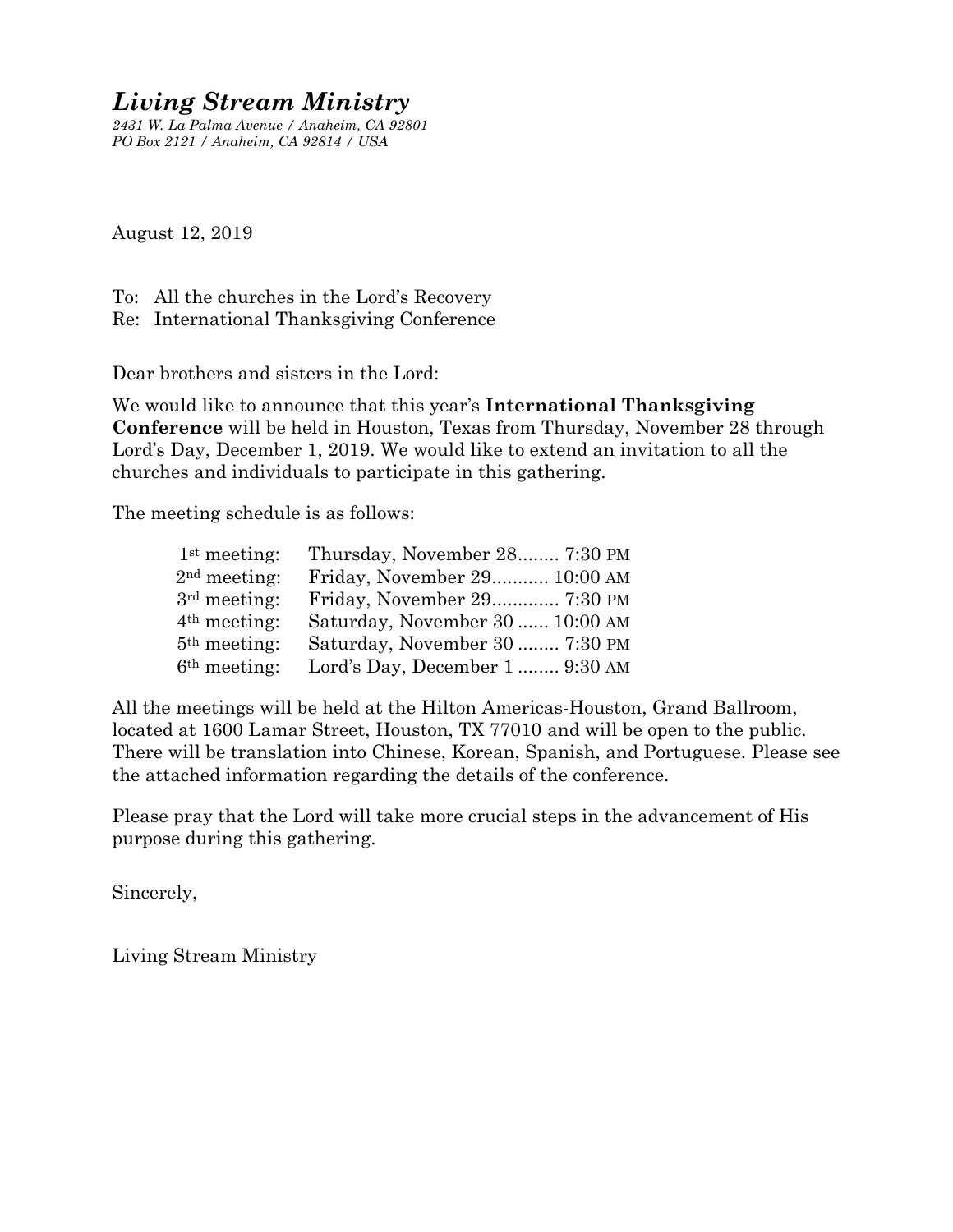# *Living Stream Ministry*

*2431 W. La Palma Avenue / Anaheim, CA 92801*
*PO Box 2121 / Anaheim, CA 92814 / USA*

August 12, 2019

To: All the churches in the Lord's Recovery
Re: International Thanksgiving Conference

Dear brothers and sisters in the Lord:

We would like to announce that this year's **International Thanksgiving Conference** will be held in Houston, Texas from Thursday, November 28 through Lord's Day, December 1, 2019. We would like to extend an invitation to all the churches and individuals to participate in this gathering.

The meeting schedule is as follows:

| Meeting | Date | Time |
|---|---|---|
| 1st meeting: | Thursday, November 28 | 7:30 PM |
| 2nd meeting: | Friday, November 29 | 10:00 AM |
| 3rd meeting: | Friday, November 29 | 7:30 PM |
| 4th meeting: | Saturday, November 30 | 10:00 AM |
| 5th meeting: | Saturday, November 30 | 7:30 PM |
| 6th meeting: | Lord's Day, December 1 | 9:30 AM |

All the meetings will be held at the Hilton Americas-Houston, Grand Ballroom, located at 1600 Lamar Street, Houston, TX 77010 and will be open to the public. There will be translation into Chinese, Korean, Spanish, and Portuguese. Please see the attached information regarding the details of the conference.

Please pray that the Lord will take more crucial steps in the advancement of His purpose during this gathering.

Sincerely,

Living Stream Ministry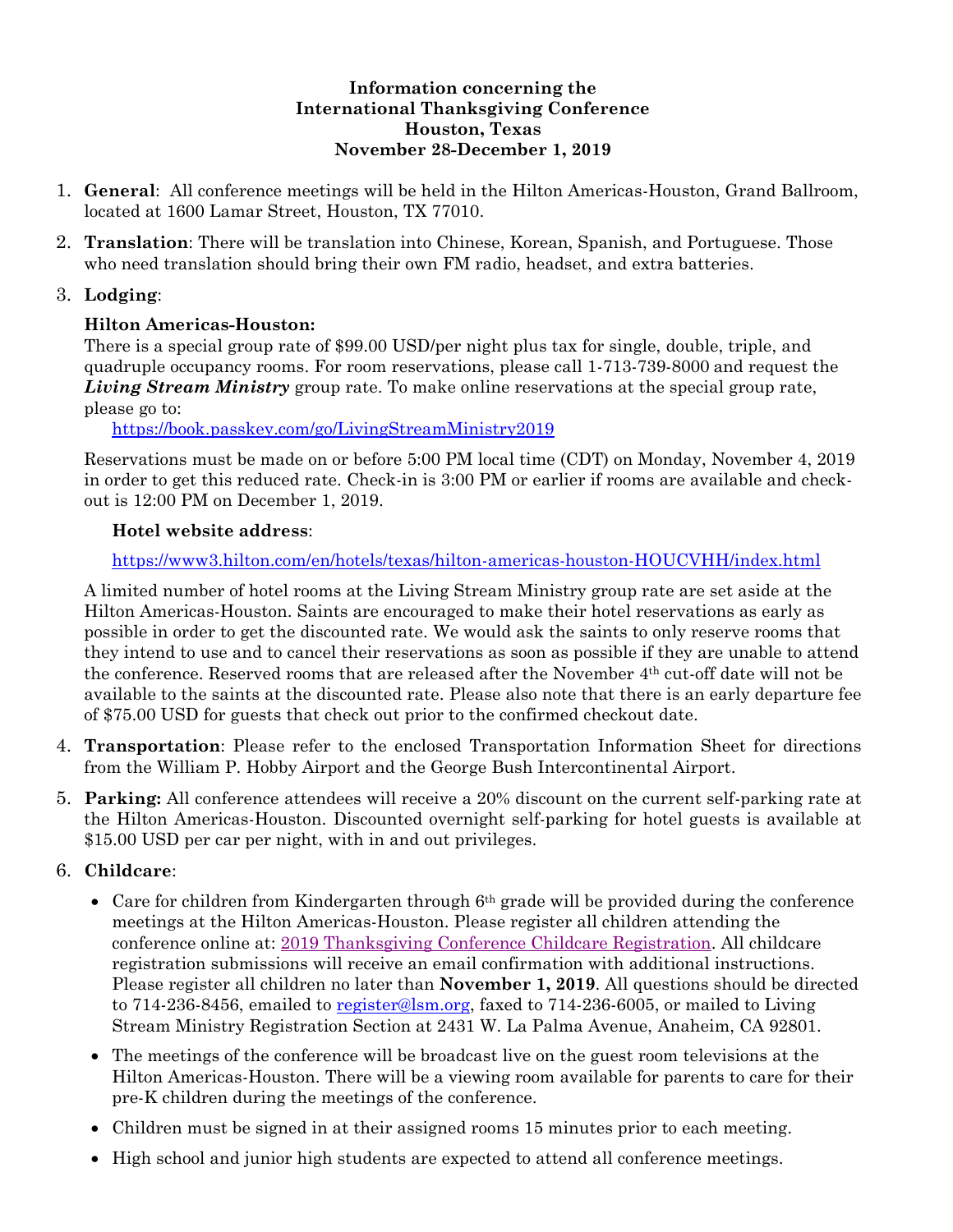**Information concerning the**
**International Thanksgiving Conference**
**Houston, Texas**
**November 28-December 1, 2019**

1. **General**: All conference meetings will be held in the Hilton Americas-Houston, Grand Ballroom, located at 1600 Lamar Street, Houston, TX 77010.

2. **Translation**: There will be translation into Chinese, Korean, Spanish, and Portuguese. Those who need translation should bring their own FM radio, headset, and extra batteries.

3. **Lodging**:

   **Hilton Americas-Houston:**
   There is a special group rate of $99.00 USD/per night plus tax for single, double, triple, and quadruple occupancy rooms. For room reservations, please call 1-713-739-8000 and request the ***Living Stream Ministry*** group rate. To make online reservations at the special group rate, please go to:
   https://book.passkey.com/go/LivingStreamMinistry2019

   Reservations must be made on or before 5:00 PM local time (CDT) on Monday, November 4, 2019 in order to get this reduced rate. Check-in is 3:00 PM or earlier if rooms are available and check-out is 12:00 PM on December 1, 2019.

   **Hotel website address**:

   https://www3.hilton.com/en/hotels/texas/hilton-americas-houston-HOUCVHH/index.html

   A limited number of hotel rooms at the Living Stream Ministry group rate are set aside at the Hilton Americas-Houston. Saints are encouraged to make their hotel reservations as early as possible in order to get the discounted rate. We would ask the saints to only reserve rooms that they intend to use and to cancel their reservations as soon as possible if they are unable to attend the conference. Reserved rooms that are released after the November 4th cut-off date will not be available to the saints at the discounted rate. Please also note that there is an early departure fee of $75.00 USD for guests that check out prior to the confirmed checkout date.

4. **Transportation**: Please refer to the enclosed Transportation Information Sheet for directions from the William P. Hobby Airport and the George Bush Intercontinental Airport.

5. **Parking:** All conference attendees will receive a 20% discount on the current self-parking rate at the Hilton Americas-Houston. Discounted overnight self-parking for hotel guests is available at $15.00 USD per car per night, with in and out privileges.

6. **Childcare**:

   - Care for children from Kindergarten through 6th grade will be provided during the conference meetings at the Hilton Americas-Houston. Please register all children attending the conference online at: 2019 Thanksgiving Conference Childcare Registration. All childcare registration submissions will receive an email confirmation with additional instructions. Please register all children no later than **November 1, 2019**. All questions should be directed to 714-236-8456, emailed to register@lsm.org, faxed to 714-236-6005, or mailed to Living Stream Ministry Registration Section at 2431 W. La Palma Avenue, Anaheim, CA 92801.
   - The meetings of the conference will be broadcast live on the guest room televisions at the Hilton Americas-Houston. There will be a viewing room available for parents to care for their pre-K children during the meetings of the conference.
   - Children must be signed in at their assigned rooms 15 minutes prior to each meeting.
   - High school and junior high students are expected to attend all conference meetings.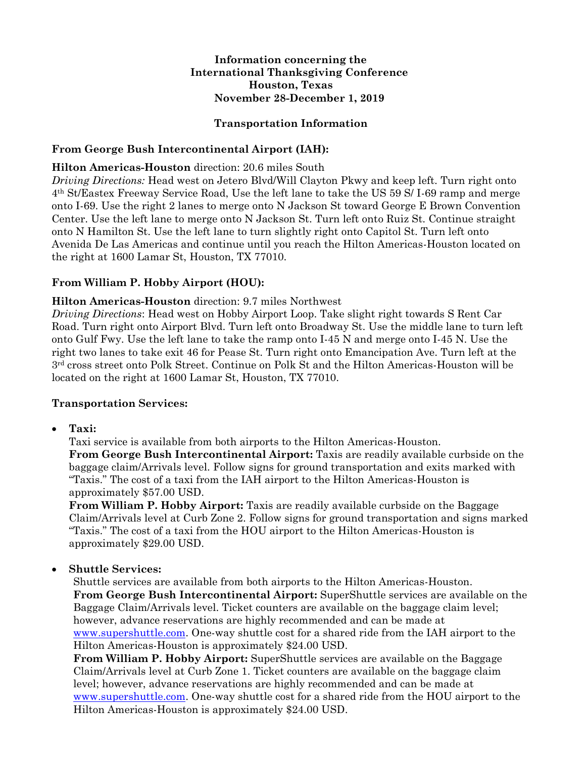**Information concerning the**
**International Thanksgiving Conference**
**Houston, Texas**
**November 28-December 1, 2019**

## Transportation Information

### From George Bush Intercontinental Airport (IAH):

**Hilton Americas-Houston** direction: 20.6 miles South

*Driving Directions:* Head west on Jetero Blvd/Will Clayton Pkwy and keep left. Turn right onto 4th St/Eastex Freeway Service Road, Use the left lane to take the US 59 S/ I-69 ramp and merge onto I-69. Use the right 2 lanes to merge onto N Jackson St toward George E Brown Convention Center. Use the left lane to merge onto N Jackson St. Turn left onto Ruiz St. Continue straight onto N Hamilton St. Use the left lane to turn slightly right onto Capitol St. Turn left onto Avenida De Las Americas and continue until you reach the Hilton Americas-Houston located on the right at 1600 Lamar St, Houston, TX 77010.

### From William P. Hobby Airport (HOU):

**Hilton Americas-Houston** direction: 9.7 miles Northwest

*Driving Directions*: Head west on Hobby Airport Loop. Take slight right towards S Rent Car Road. Turn right onto Airport Blvd. Turn left onto Broadway St. Use the middle lane to turn left onto Gulf Fwy. Use the left lane to take the ramp onto I-45 N and merge onto I-45 N. Use the right two lanes to take exit 46 for Pease St. Turn right onto Emancipation Ave. Turn left at the 3rd cross street onto Polk Street. Continue on Polk St and the Hilton Americas-Houston will be located on the right at 1600 Lamar St, Houston, TX 77010.

### Transportation Services:

- **Taxi:**
  Taxi service is available from both airports to the Hilton Americas-Houston.
  **From George Bush Intercontinental Airport:** Taxis are readily available curbside on the baggage claim/Arrivals level. Follow signs for ground transportation and exits marked with "Taxis." The cost of a taxi from the IAH airport to the Hilton Americas-Houston is approximately $57.00 USD.
  **From William P. Hobby Airport:** Taxis are readily available curbside on the Baggage Claim/Arrivals level at Curb Zone 2. Follow signs for ground transportation and signs marked "Taxis." The cost of a taxi from the HOU airport to the Hilton Americas-Houston is approximately $29.00 USD.

- **Shuttle Services:**
  Shuttle services are available from both airports to the Hilton Americas-Houston.
  **From George Bush Intercontinental Airport:** SuperShuttle services are available on the Baggage Claim/Arrivals level. Ticket counters are available on the baggage claim level; however, advance reservations are highly recommended and can be made at www.supershuttle.com. One-way shuttle cost for a shared ride from the IAH airport to the Hilton Americas-Houston is approximately $24.00 USD.
  **From William P. Hobby Airport:** SuperShuttle services are available on the Baggage Claim/Arrivals level at Curb Zone 1. Ticket counters are available on the baggage claim level; however, advance reservations are highly recommended and can be made at www.supershuttle.com. One-way shuttle cost for a shared ride from the HOU airport to the Hilton Americas-Houston is approximately $24.00 USD.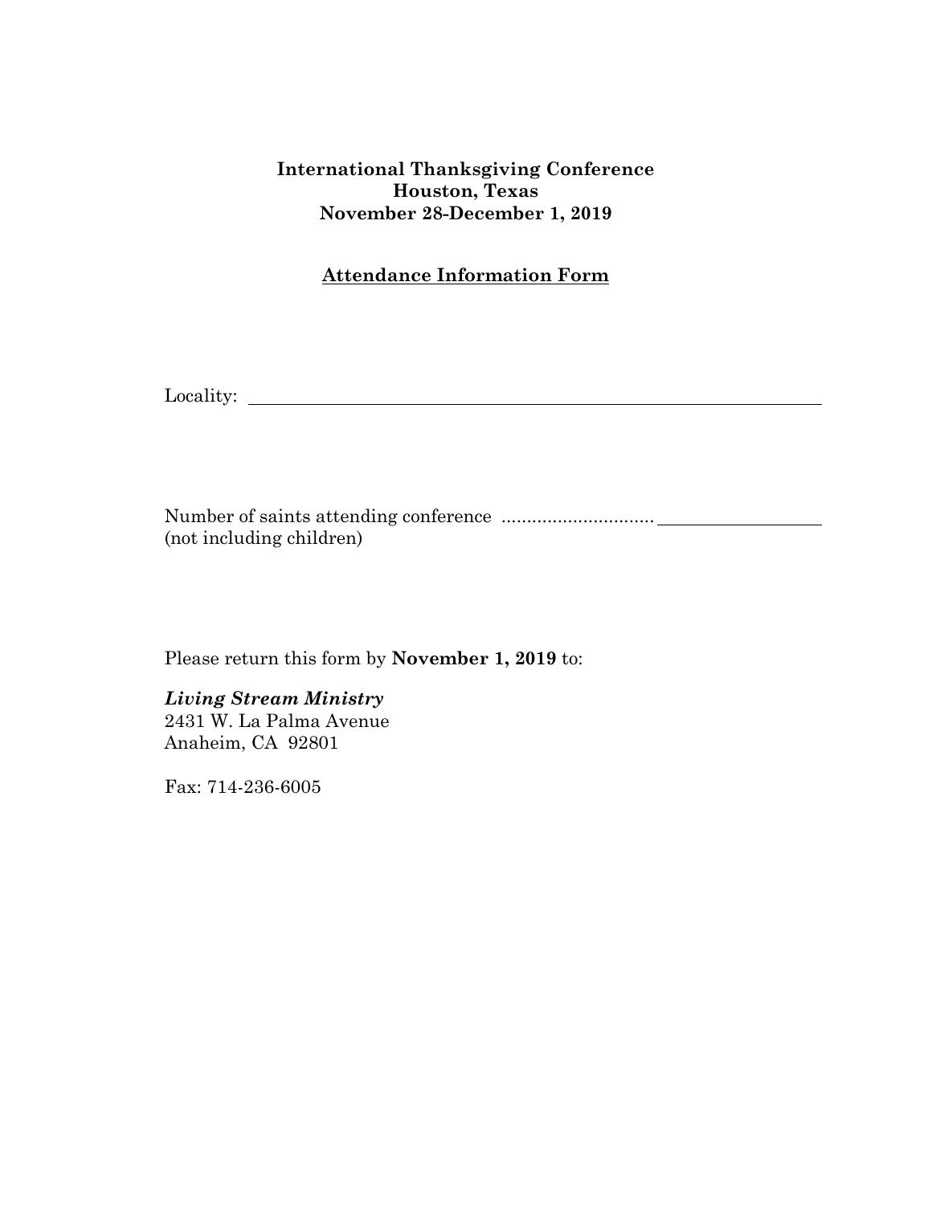**International Thanksgiving Conference**
**Houston, Texas**
**November 28-December 1, 2019**

## Attendance Information Form

Locality: ____________________________________________

Number of saints attending conference .............................. __________________
(not including children)

Please return this form by **November 1, 2019** to:

***Living Stream Ministry***
2431 W. La Palma Avenue
Anaheim, CA 92801

Fax: 714-236-6005